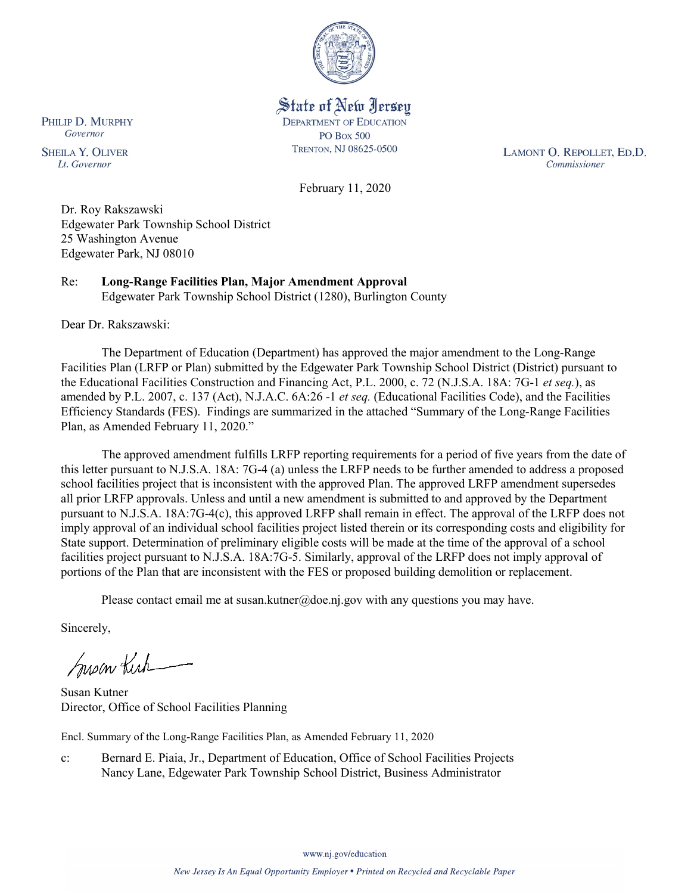State of New Jersey
DEPARTMENT OF EDUCATION
PO Box 500
TRENTON, NJ 08625-0500

PHILIP D. MURPHY
*Governor*

SHEILA Y. OLIVER
*Lt. Governor*

LAMONT O. REPOLLET, ED.D.
*Commissioner*

February 11, 2020

Dr. Roy Rakszawski
Edgewater Park Township School District
25 Washington Avenue
Edgewater Park, NJ 08010

Re: **Long-Range Facilities Plan, Major Amendment Approval**
Edgewater Park Township School District (1280), Burlington County

Dear Dr. Rakszawski:

The Department of Education (Department) has approved the major amendment to the Long-Range Facilities Plan (LRFP or Plan) submitted by the Edgewater Park Township School District (District) pursuant to the Educational Facilities Construction and Financing Act, P.L. 2000, c. 72 (N.J.S.A. 18A: 7G-1 *et seq.*), as amended by P.L. 2007, c. 137 (Act), N.J.A.C. 6A:26 -1 *et seq.* (Educational Facilities Code), and the Facilities Efficiency Standards (FES). Findings are summarized in the attached "Summary of the Long-Range Facilities Plan, as Amended February 11, 2020."

The approved amendment fulfills LRFP reporting requirements for a period of five years from the date of this letter pursuant to N.J.S.A. 18A: 7G-4 (a) unless the LRFP needs to be further amended to address a proposed school facilities project that is inconsistent with the approved Plan. The approved LRFP amendment supersedes all prior LRFP approvals. Unless and until a new amendment is submitted to and approved by the Department pursuant to N.J.S.A. 18A:7G-4(c), this approved LRFP shall remain in effect. The approval of the LRFP does not imply approval of an individual school facilities project listed therein or its corresponding costs and eligibility for State support. Determination of preliminary eligible costs will be made at the time of the approval of a school facilities project pursuant to N.J.S.A. 18A:7G-5. Similarly, approval of the LRFP does not imply approval of portions of the Plan that are inconsistent with the FES or proposed building demolition or replacement.

Please contact email me at susan.kutner@doe.nj.gov with any questions you may have.

Sincerely,

Susan Kutner
Director, Office of School Facilities Planning

Encl. Summary of the Long-Range Facilities Plan, as Amended February 11, 2020

c: Bernard E. Piaia, Jr., Department of Education, Office of School Facilities Projects
Nancy Lane, Edgewater Park Township School District, Business Administrator

www.nj.gov/education

*New Jersey Is An Equal Opportunity Employer • Printed on Recycled and Recyclable Paper*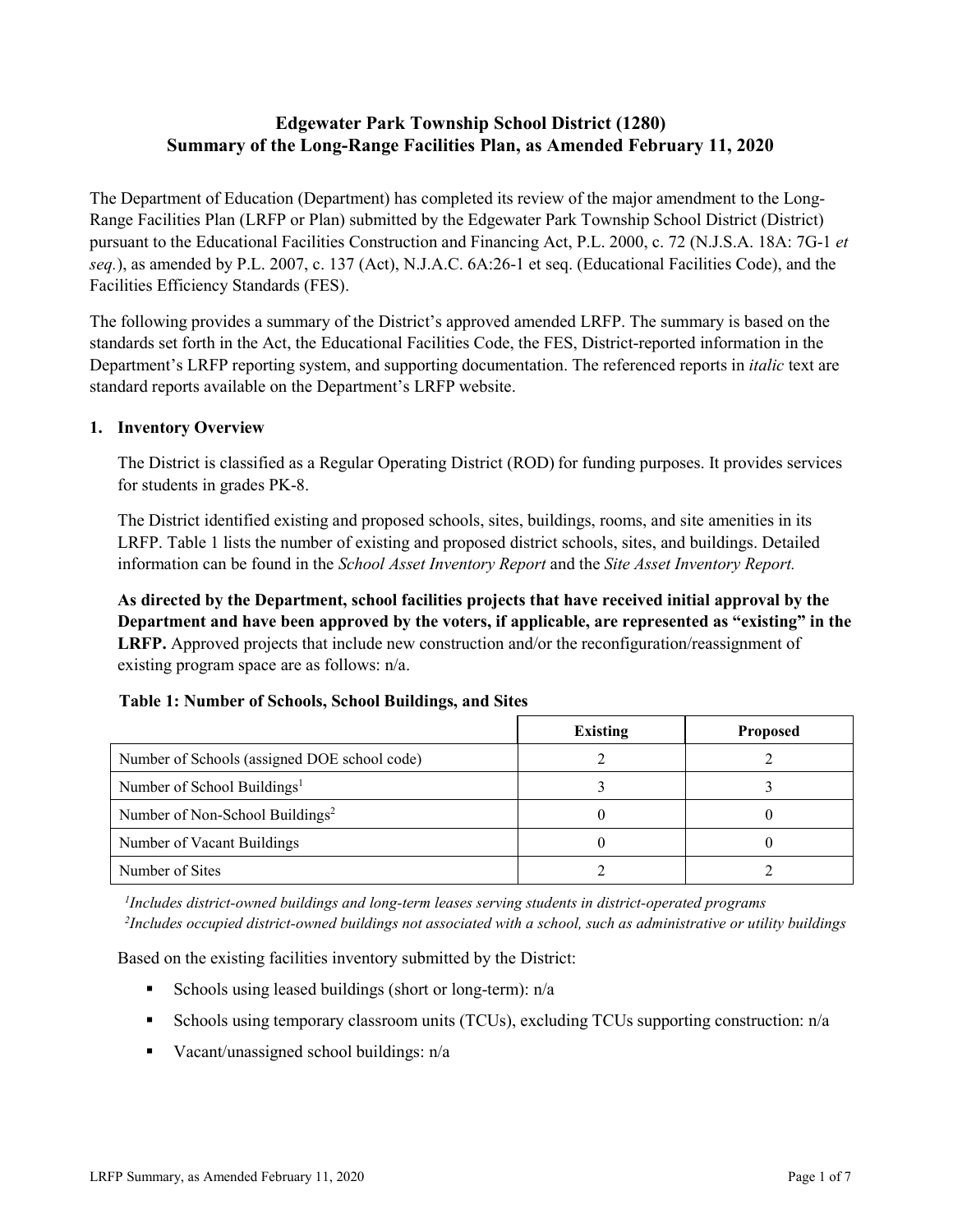# Edgewater Park Township School District (1280)
## Summary of the Long-Range Facilities Plan, as Amended February 11, 2020

The Department of Education (Department) has completed its review of the major amendment to the Long-Range Facilities Plan (LRFP or Plan) submitted by the Edgewater Park Township School District (District) pursuant to the Educational Facilities Construction and Financing Act, P.L. 2000, c. 72 (N.J.S.A. 18A: 7G-1 *et seq.*), as amended by P.L. 2007, c. 137 (Act), N.J.A.C. 6A:26-1 et seq. (Educational Facilities Code), and the Facilities Efficiency Standards (FES).

The following provides a summary of the District's approved amended LRFP. The summary is based on the standards set forth in the Act, the Educational Facilities Code, the FES, District-reported information in the Department's LRFP reporting system, and supporting documentation. The referenced reports in *italic* text are standard reports available on the Department's LRFP website.

### 1. Inventory Overview

The District is classified as a Regular Operating District (ROD) for funding purposes. It provides services for students in grades PK-8.

The District identified existing and proposed schools, sites, buildings, rooms, and site amenities in its LRFP. Table 1 lists the number of existing and proposed district schools, sites, and buildings. Detailed information can be found in the *School Asset Inventory Report* and the *Site Asset Inventory Report.*

**As directed by the Department, school facilities projects that have received initial approval by the Department and have been approved by the voters, if applicable, are represented as "existing" in the LRFP.** Approved projects that include new construction and/or the reconfiguration/reassignment of existing program space are as follows: n/a.

**Table 1: Number of Schools, School Buildings, and Sites**

| | Existing | Proposed |
|---|---|---|
| Number of Schools (assigned DOE school code) | 2 | 2 |
| Number of School Buildings[1] | 3 | 3 |
| Number of Non-School Buildings[2] | 0 | 0 |
| Number of Vacant Buildings | 0 | 0 |
| Number of Sites | 2 | 2 |

*[1]Includes district-owned buildings and long-term leases serving students in district-operated programs*
*[2]Includes occupied district-owned buildings not associated with a school, such as administrative or utility buildings*

Based on the existing facilities inventory submitted by the District:

- Schools using leased buildings (short or long-term): n/a
- Schools using temporary classroom units (TCUs), excluding TCUs supporting construction: n/a
- Vacant/unassigned school buildings: n/a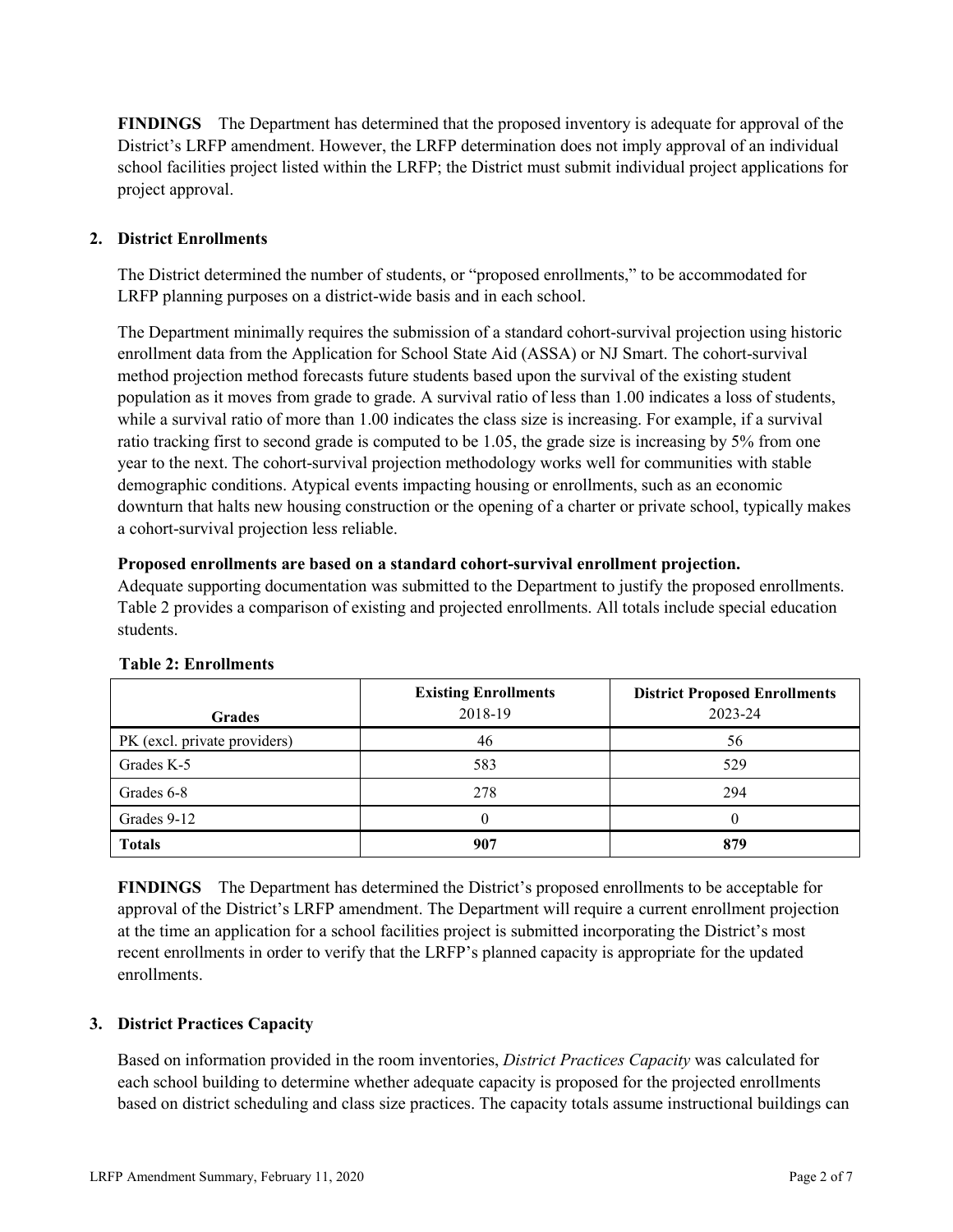**FINDINGS** The Department has determined that the proposed inventory is adequate for approval of the District's LRFP amendment. However, the LRFP determination does not imply approval of an individual school facilities project listed within the LRFP; the District must submit individual project applications for project approval.

## 2. District Enrollments

The District determined the number of students, or "proposed enrollments," to be accommodated for LRFP planning purposes on a district-wide basis and in each school.

The Department minimally requires the submission of a standard cohort-survival projection using historic enrollment data from the Application for School State Aid (ASSA) or NJ Smart. The cohort-survival method projection method forecasts future students based upon the survival of the existing student population as it moves from grade to grade. A survival ratio of less than 1.00 indicates a loss of students, while a survival ratio of more than 1.00 indicates the class size is increasing. For example, if a survival ratio tracking first to second grade is computed to be 1.05, the grade size is increasing by 5% from one year to the next. The cohort-survival projection methodology works well for communities with stable demographic conditions. Atypical events impacting housing or enrollments, such as an economic downturn that halts new housing construction or the opening of a charter or private school, typically makes a cohort-survival projection less reliable.

**Proposed enrollments are based on a standard cohort-survival enrollment projection.**
Adequate supporting documentation was submitted to the Department to justify the proposed enrollments. Table 2 provides a comparison of existing and projected enrollments. All totals include special education students.

**Table 2: Enrollments**

| Grades | Existing Enrollments 2018-19 | District Proposed Enrollments 2023-24 |
|---|---|---|
| PK (excl. private providers) | 46 | 56 |
| Grades K-5 | 583 | 529 |
| Grades 6-8 | 278 | 294 |
| Grades 9-12 | 0 | 0 |
| **Totals** | **907** | **879** |

**FINDINGS** The Department has determined the District's proposed enrollments to be acceptable for approval of the District's LRFP amendment. The Department will require a current enrollment projection at the time an application for a school facilities project is submitted incorporating the District's most recent enrollments in order to verify that the LRFP's planned capacity is appropriate for the updated enrollments.

## 3. District Practices Capacity

Based on information provided in the room inventories, *District Practices Capacity* was calculated for each school building to determine whether adequate capacity is proposed for the projected enrollments based on district scheduling and class size practices. The capacity totals assume instructional buildings can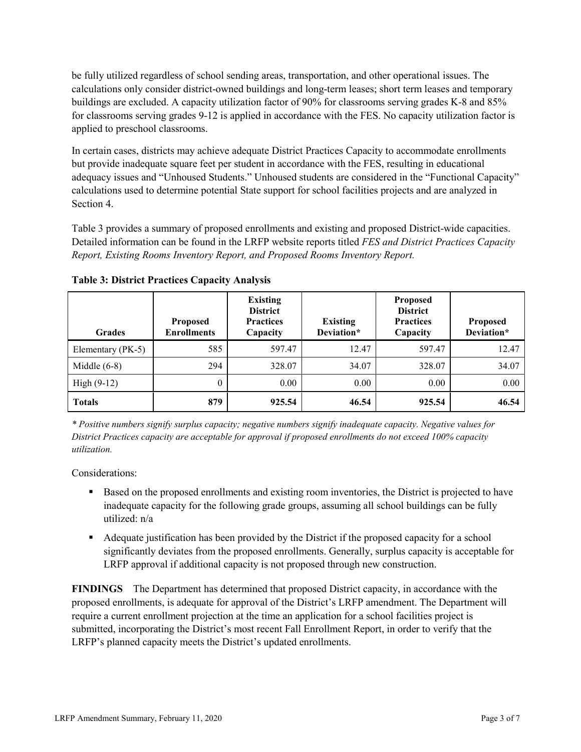be fully utilized regardless of school sending areas, transportation, and other operational issues. The calculations only consider district-owned buildings and long-term leases; short term leases and temporary buildings are excluded. A capacity utilization factor of 90% for classrooms serving grades K-8 and 85% for classrooms serving grades 9-12 is applied in accordance with the FES. No capacity utilization factor is applied to preschool classrooms.

In certain cases, districts may achieve adequate District Practices Capacity to accommodate enrollments but provide inadequate square feet per student in accordance with the FES, resulting in educational adequacy issues and "Unhoused Students." Unhoused students are considered in the "Functional Capacity" calculations used to determine potential State support for school facilities projects and are analyzed in Section 4.

Table 3 provides a summary of proposed enrollments and existing and proposed District-wide capacities. Detailed information can be found in the LRFP website reports titled *FES and District Practices Capacity Report, Existing Rooms Inventory Report, and Proposed Rooms Inventory Report.*

**Table 3: District Practices Capacity Analysis**

| Grades | Proposed Enrollments | Existing District Practices Capacity | Existing Deviation* | Proposed District Practices Capacity | Proposed Deviation* |
|---|---|---|---|---|---|
| Elementary (PK-5) | 585 | 597.47 | 12.47 | 597.47 | 12.47 |
| Middle (6-8) | 294 | 328.07 | 34.07 | 328.07 | 34.07 |
| High (9-12) | 0 | 0.00 | 0.00 | 0.00 | 0.00 |
| **Totals** | **879** | **925.54** | **46.54** | **925.54** | **46.54** |

*\* Positive numbers signify surplus capacity; negative numbers signify inadequate capacity. Negative values for District Practices capacity are acceptable for approval if proposed enrollments do not exceed 100% capacity utilization.*

Considerations:

- Based on the proposed enrollments and existing room inventories, the District is projected to have inadequate capacity for the following grade groups, assuming all school buildings can be fully utilized: n/a
- Adequate justification has been provided by the District if the proposed capacity for a school significantly deviates from the proposed enrollments. Generally, surplus capacity is acceptable for LRFP approval if additional capacity is not proposed through new construction.

**FINDINGS** The Department has determined that proposed District capacity, in accordance with the proposed enrollments, is adequate for approval of the District's LRFP amendment. The Department will require a current enrollment projection at the time an application for a school facilities project is submitted, incorporating the District's most recent Fall Enrollment Report, in order to verify that the LRFP's planned capacity meets the District's updated enrollments.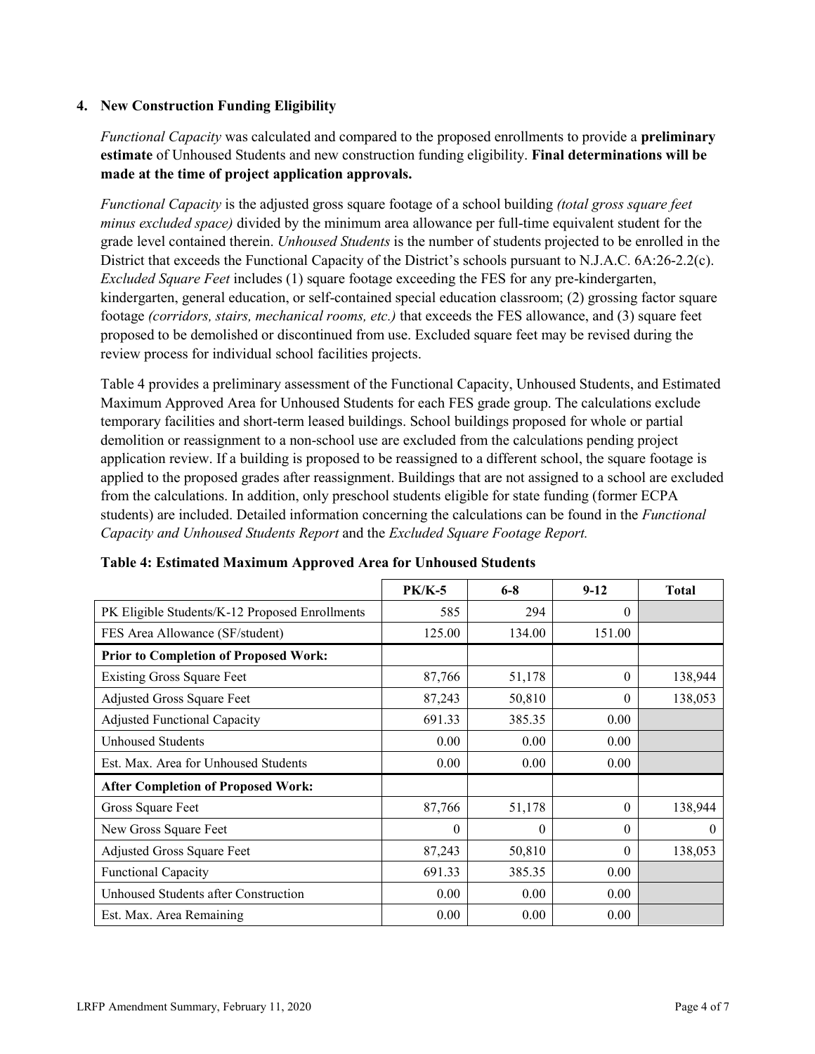## 4. New Construction Funding Eligibility

*Functional Capacity* was calculated and compared to the proposed enrollments to provide a **preliminary estimate** of Unhoused Students and new construction funding eligibility. **Final determinations will be made at the time of project application approvals.**

*Functional Capacity* is the adjusted gross square footage of a school building *(total gross square feet minus excluded space)* divided by the minimum area allowance per full-time equivalent student for the grade level contained therein. *Unhoused Students* is the number of students projected to be enrolled in the District that exceeds the Functional Capacity of the District's schools pursuant to N.J.A.C. 6A:26-2.2(c). *Excluded Square Feet* includes (1) square footage exceeding the FES for any pre-kindergarten, kindergarten, general education, or self-contained special education classroom; (2) grossing factor square footage *(corridors, stairs, mechanical rooms, etc.)* that exceeds the FES allowance, and (3) square feet proposed to be demolished or discontinued from use. Excluded square feet may be revised during the review process for individual school facilities projects.

Table 4 provides a preliminary assessment of the Functional Capacity, Unhoused Students, and Estimated Maximum Approved Area for Unhoused Students for each FES grade group. The calculations exclude temporary facilities and short-term leased buildings. School buildings proposed for whole or partial demolition or reassignment to a non-school use are excluded from the calculations pending project application review. If a building is proposed to be reassigned to a different school, the square footage is applied to the proposed grades after reassignment. Buildings that are not assigned to a school are excluded from the calculations. In addition, only preschool students eligible for state funding (former ECPA students) are included. Detailed information concerning the calculations can be found in the *Functional Capacity and Unhoused Students Report* and the *Excluded Square Footage Report.*

**Table 4: Estimated Maximum Approved Area for Unhoused Students**

| | PK/K-5 | 6-8 | 9-12 | Total |
|---|---|---|---|---|
| PK Eligible Students/K-12 Proposed Enrollments | 585 | 294 | 0 | |
| FES Area Allowance (SF/student) | 125.00 | 134.00 | 151.00 | |
| **Prior to Completion of Proposed Work:** | | | | |
| Existing Gross Square Feet | 87,766 | 51,178 | 0 | 138,944 |
| Adjusted Gross Square Feet | 87,243 | 50,810 | 0 | 138,053 |
| Adjusted Functional Capacity | 691.33 | 385.35 | 0.00 | |
| Unhoused Students | 0.00 | 0.00 | 0.00 | |
| Est. Max. Area for Unhoused Students | 0.00 | 0.00 | 0.00 | |
| **After Completion of Proposed Work:** | | | | |
| Gross Square Feet | 87,766 | 51,178 | 0 | 138,944 |
| New Gross Square Feet | 0 | 0 | 0 | 0 |
| Adjusted Gross Square Feet | 87,243 | 50,810 | 0 | 138,053 |
| Functional Capacity | 691.33 | 385.35 | 0.00 | |
| Unhoused Students after Construction | 0.00 | 0.00 | 0.00 | |
| Est. Max. Area Remaining | 0.00 | 0.00 | 0.00 | |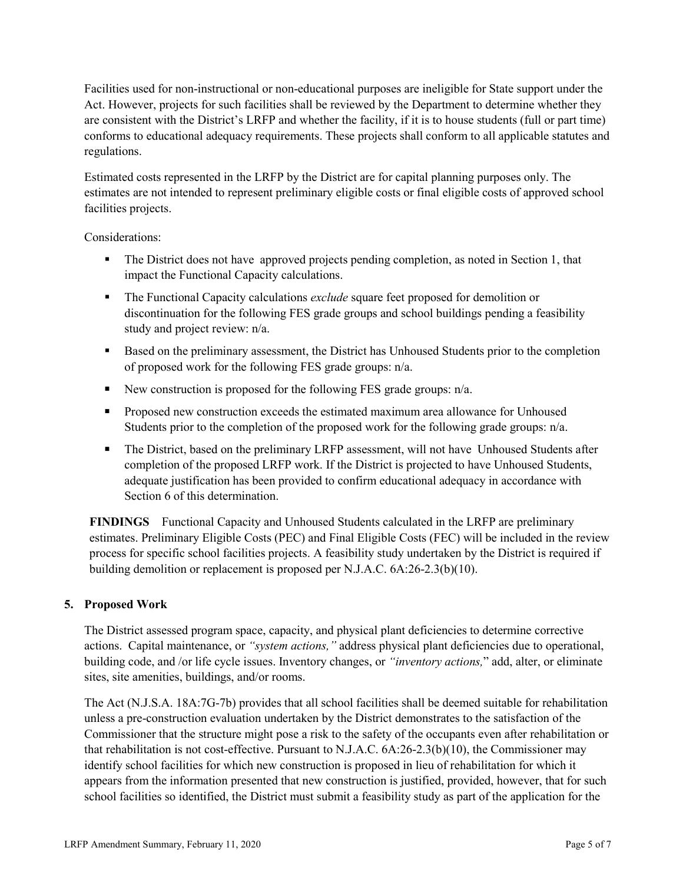Facilities used for non-instructional or non-educational purposes are ineligible for State support under the Act. However, projects for such facilities shall be reviewed by the Department to determine whether they are consistent with the District's LRFP and whether the facility, if it is to house students (full or part time) conforms to educational adequacy requirements. These projects shall conform to all applicable statutes and regulations.

Estimated costs represented in the LRFP by the District are for capital planning purposes only. The estimates are not intended to represent preliminary eligible costs or final eligible costs of approved school facilities projects.

Considerations:

- The District does not have approved projects pending completion, as noted in Section 1, that impact the Functional Capacity calculations.
- The Functional Capacity calculations *exclude* square feet proposed for demolition or discontinuation for the following FES grade groups and school buildings pending a feasibility study and project review: n/a.
- Based on the preliminary assessment, the District has Unhoused Students prior to the completion of proposed work for the following FES grade groups: n/a.
- New construction is proposed for the following FES grade groups: n/a.
- Proposed new construction exceeds the estimated maximum area allowance for Unhoused Students prior to the completion of the proposed work for the following grade groups: n/a.
- The District, based on the preliminary LRFP assessment, will not have Unhoused Students after completion of the proposed LRFP work. If the District is projected to have Unhoused Students, adequate justification has been provided to confirm educational adequacy in accordance with Section 6 of this determination.

**FINDINGS** Functional Capacity and Unhoused Students calculated in the LRFP are preliminary estimates. Preliminary Eligible Costs (PEC) and Final Eligible Costs (FEC) will be included in the review process for specific school facilities projects. A feasibility study undertaken by the District is required if building demolition or replacement is proposed per N.J.A.C. 6A:26-2.3(b)(10).

## 5. Proposed Work

The District assessed program space, capacity, and physical plant deficiencies to determine corrective actions. Capital maintenance, or *"system actions,"* address physical plant deficiencies due to operational, building code, and /or life cycle issues. Inventory changes, or *"inventory actions,"* add, alter, or eliminate sites, site amenities, buildings, and/or rooms.

The Act (N.J.S.A. 18A:7G-7b) provides that all school facilities shall be deemed suitable for rehabilitation unless a pre-construction evaluation undertaken by the District demonstrates to the satisfaction of the Commissioner that the structure might pose a risk to the safety of the occupants even after rehabilitation or that rehabilitation is not cost-effective. Pursuant to N.J.A.C. 6A:26-2.3(b)(10), the Commissioner may identify school facilities for which new construction is proposed in lieu of rehabilitation for which it appears from the information presented that new construction is justified, provided, however, that for such school facilities so identified, the District must submit a feasibility study as part of the application for the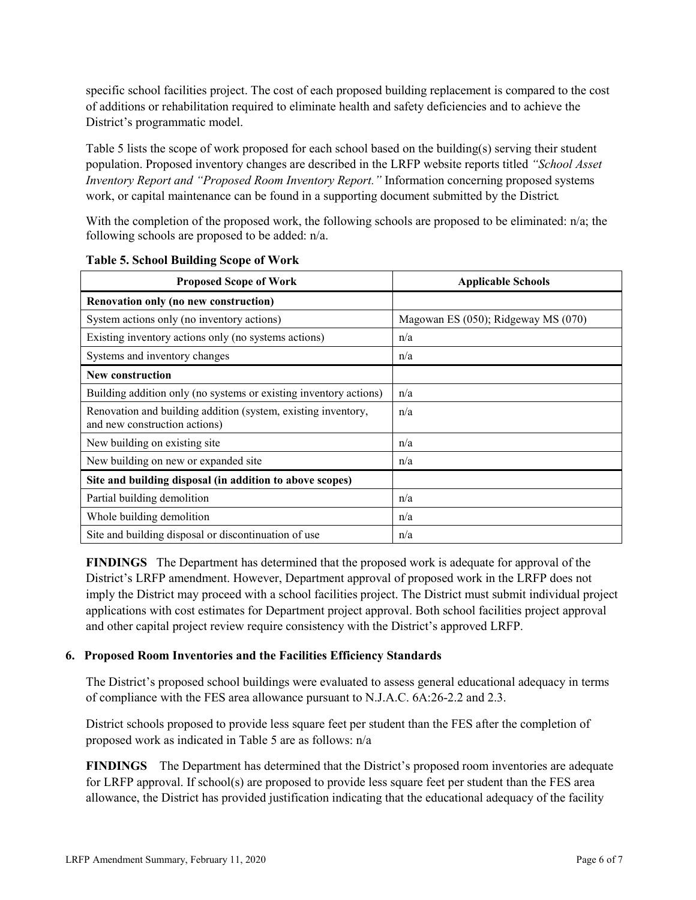specific school facilities project. The cost of each proposed building replacement is compared to the cost of additions or rehabilitation required to eliminate health and safety deficiencies and to achieve the District's programmatic model.

Table 5 lists the scope of work proposed for each school based on the building(s) serving their student population. Proposed inventory changes are described in the LRFP website reports titled *"School Asset Inventory Report and "Proposed Room Inventory Report."* Information concerning proposed systems work, or capital maintenance can be found in a supporting document submitted by the District.

With the completion of the proposed work, the following schools are proposed to be eliminated: n/a; the following schools are proposed to be added: n/a.

**Table 5. School Building Scope of Work**

| Proposed Scope of Work | Applicable Schools |
|---|---|
| **Renovation only (no new construction)** | |
| System actions only (no inventory actions) | Magowan ES (050); Ridgeway MS (070) |
| Existing inventory actions only (no systems actions) | n/a |
| Systems and inventory changes | n/a |
| **New construction** | |
| Building addition only (no systems or existing inventory actions) | n/a |
| Renovation and building addition (system, existing inventory, and new construction actions) | n/a |
| New building on existing site | n/a |
| New building on new or expanded site | n/a |
| **Site and building disposal (in addition to above scopes)** | |
| Partial building demolition | n/a |
| Whole building demolition | n/a |
| Site and building disposal or discontinuation of use | n/a |

**FINDINGS** The Department has determined that the proposed work is adequate for approval of the District's LRFP amendment. However, Department approval of proposed work in the LRFP does not imply the District may proceed with a school facilities project. The District must submit individual project applications with cost estimates for Department project approval. Both school facilities project approval and other capital project review require consistency with the District's approved LRFP.

### 6. Proposed Room Inventories and the Facilities Efficiency Standards

The District's proposed school buildings were evaluated to assess general educational adequacy in terms of compliance with the FES area allowance pursuant to N.J.A.C. 6A:26-2.2 and 2.3.

District schools proposed to provide less square feet per student than the FES after the completion of proposed work as indicated in Table 5 are as follows: n/a

**FINDINGS** The Department has determined that the District's proposed room inventories are adequate for LRFP approval. If school(s) are proposed to provide less square feet per student than the FES area allowance, the District has provided justification indicating that the educational adequacy of the facility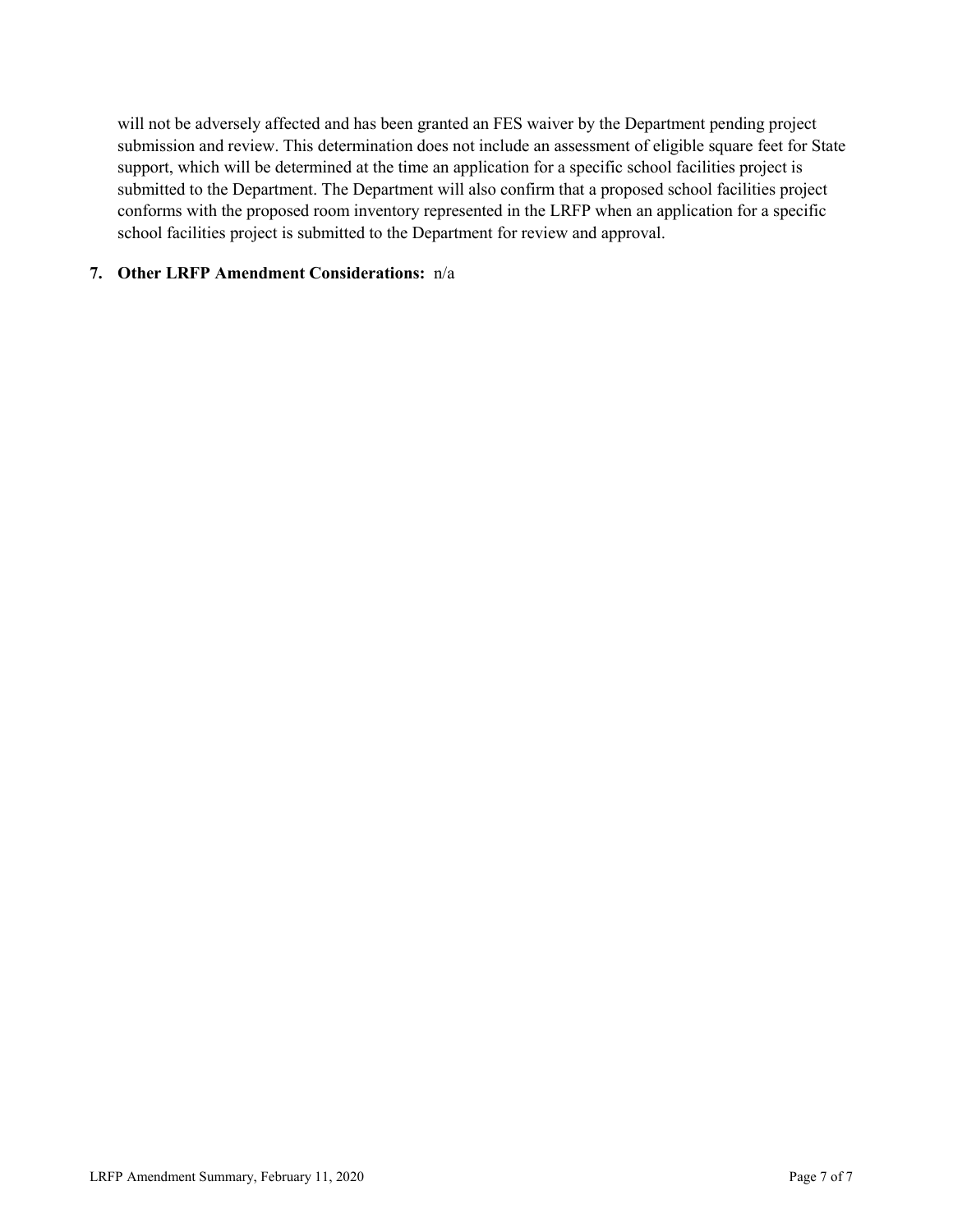will not be adversely affected and has been granted an FES waiver by the Department pending project submission and review. This determination does not include an assessment of eligible square feet for State support, which will be determined at the time an application for a specific school facilities project is submitted to the Department. The Department will also confirm that a proposed school facilities project conforms with the proposed room inventory represented in the LRFP when an application for a specific school facilities project is submitted to the Department for review and approval.

**7. Other LRFP Amendment Considerations:** n/a